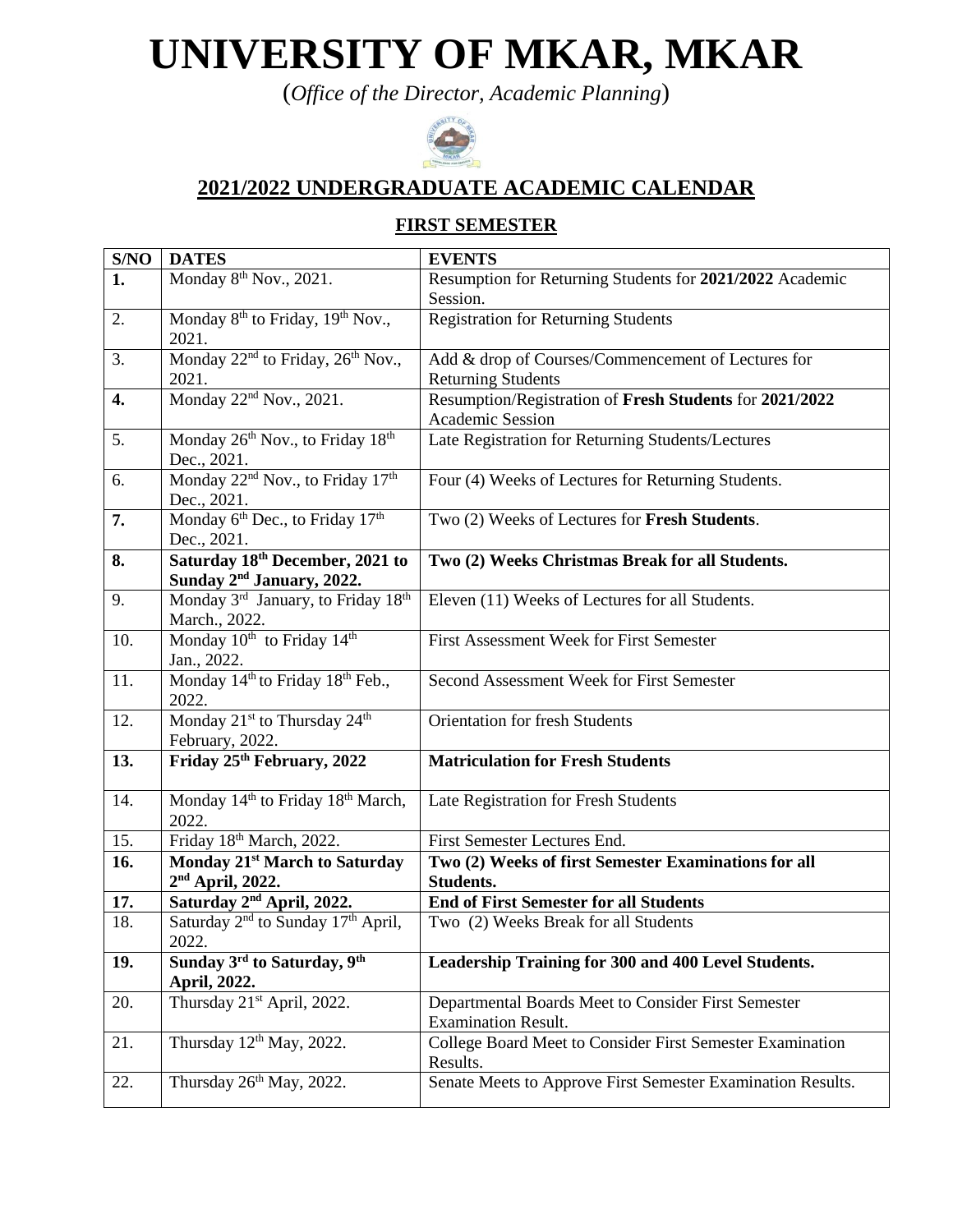# UNIVERSITY OF MKAR, MKAR

(*Office of the Director, Academic Planning*)

## 2021/2022 UNDERGRADUATE ACADEMIC CALENDAR

### FIRST SEMESTER

| S/NO | DATES | EVENTS |
|---|---|---|
| **1.** | Monday 8th Nov., 2021. | Resumption for Returning Students for **2021/2022** Academic Session. |
| 2. | Monday 8th to Friday, 19th Nov., 2021. | Registration for Returning Students |
| 3. | Monday 22nd to Friday, 26th Nov., 2021. | Add & drop of Courses/Commencement of Lectures for Returning Students |
| **4.** | Monday 22nd Nov., 2021. | Resumption/Registration of **Fresh Students** for **2021/2022** Academic Session |
| 5. | Monday 26th Nov., to Friday 18th Dec., 2021. | Late Registration for Returning Students/Lectures |
| 6. | Monday 22nd Nov., to Friday 17th Dec., 2021. | Four (4) Weeks of Lectures for Returning Students. |
| **7.** | Monday 6th Dec., to Friday 17th Dec., 2021. | Two (2) Weeks of Lectures for **Fresh Students**. |
| **8.** | **Saturday 18th December, 2021 to Sunday 2nd January, 2022.** | **Two (2) Weeks Christmas Break for all Students.** |
| 9. | Monday 3rd January, to Friday 18th March., 2022. | Eleven (11) Weeks of Lectures for all Students. |
| 10. | Monday 10th to Friday 14th Jan., 2022. | First Assessment Week for First Semester |
| 11. | Monday 14th to Friday 18th Feb., 2022. | Second Assessment Week for First Semester |
| 12. | Monday 21st to Thursday 24th February, 2022. | Orientation for fresh Students |
| **13.** | **Friday 25th February, 2022** | **Matriculation for Fresh Students** |
| 14. | Monday 14th to Friday 18th March, 2022. | Late Registration for Fresh Students |
| 15. | Friday 18th March, 2022. | First Semester Lectures End. |
| **16.** | **Monday 21st March to Saturday 2nd April, 2022.** | **Two (2) Weeks of first Semester Examinations for all Students.** |
| **17.** | **Saturday 2nd April, 2022.** | **End of First Semester for all Students** |
| 18. | Saturday 2nd to Sunday 17th April, 2022. | Two (2) Weeks Break for all Students |
| **19.** | **Sunday 3rd to Saturday, 9th April, 2022.** | **Leadership Training for 300 and 400 Level Students.** |
| 20. | Thursday 21st April, 2022. | Departmental Boards Meet to Consider First Semester Examination Result. |
| 21. | Thursday 12th May, 2022. | College Board Meet to Consider First Semester Examination Results. |
| 22. | Thursday 26th May, 2022. | Senate Meets to Approve First Semester Examination Results. |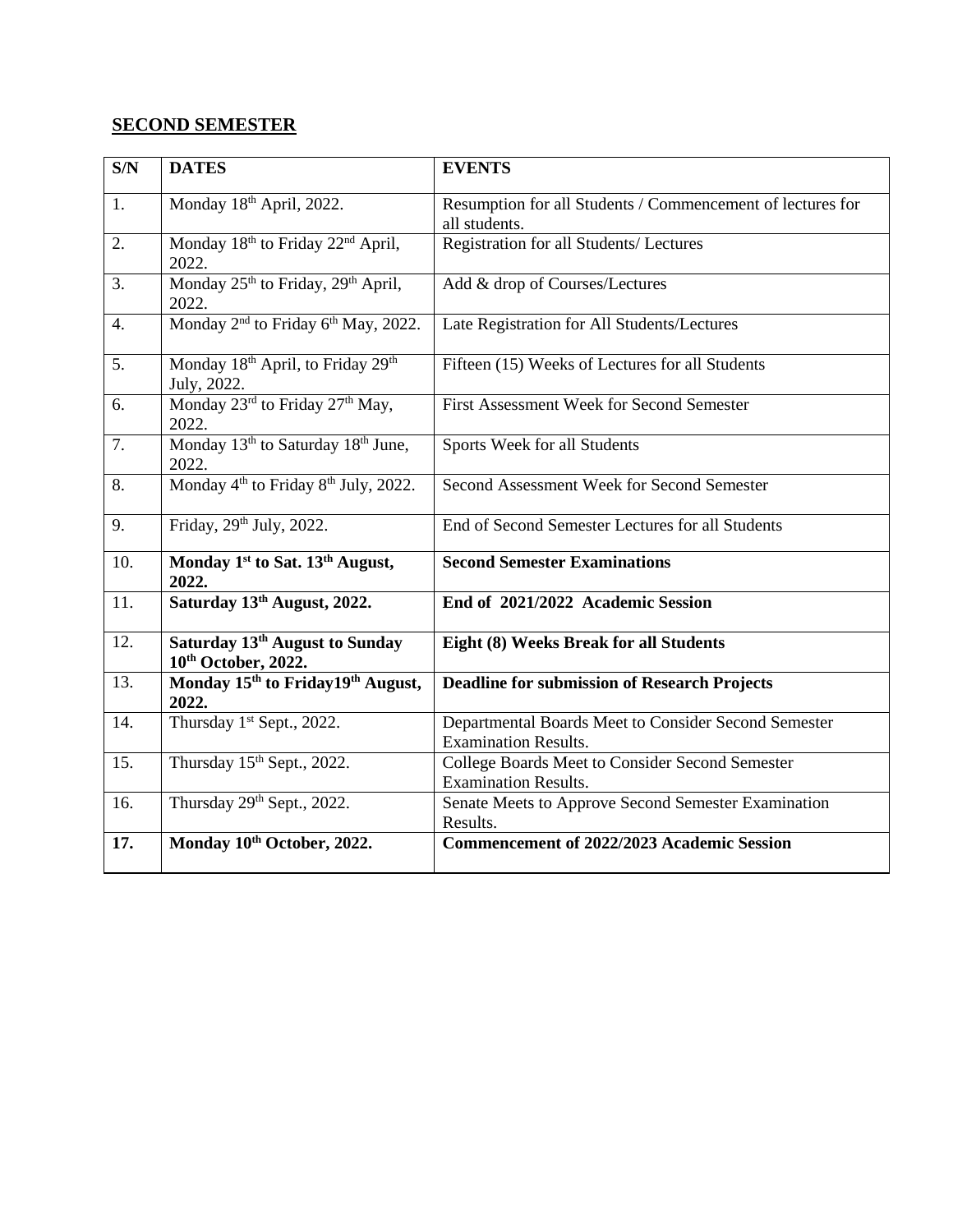## SECOND SEMESTER

| S/N | DATES | EVENTS |
|---|---|---|
| 1. | Monday 18th April, 2022. | Resumption for all Students / Commencement of lectures for all students. |
| 2. | Monday 18th to Friday 22nd April, 2022. | Registration for all Students/ Lectures |
| 3. | Monday 25th to Friday, 29th April, 2022. | Add & drop of Courses/Lectures |
| 4. | Monday 2nd to Friday 6th May, 2022. | Late Registration for All Students/Lectures |
| 5. | Monday 18th April, to Friday 29th July, 2022. | Fifteen (15) Weeks of Lectures for all Students |
| 6. | Monday 23rd to Friday 27th May, 2022. | First Assessment Week for Second Semester |
| 7. | Monday 13th to Saturday 18th June, 2022. | Sports Week for all Students |
| 8. | Monday 4th to Friday 8th July, 2022. | Second Assessment Week for Second Semester |
| 9. | Friday, 29th July, 2022. | End of Second Semester Lectures for all Students |
| 10. | **Monday 1st to Sat. 13th August, 2022.** | **Second Semester Examinations** |
| 11. | **Saturday 13th August, 2022.** | **End of 2021/2022 Academic Session** |
| 12. | **Saturday 13th August to Sunday 10th October, 2022.** | **Eight (8) Weeks Break for all Students** |
| 13. | **Monday 15th to Friday19th August, 2022.** | **Deadline for submission of Research Projects** |
| 14. | Thursday 1st Sept., 2022. | Departmental Boards Meet to Consider Second Semester Examination Results. |
| 15. | Thursday 15th Sept., 2022. | College Boards Meet to Consider Second Semester Examination Results. |
| 16. | Thursday 29th Sept., 2022. | Senate Meets to Approve Second Semester Examination Results. |
| **17.** | **Monday 10th October, 2022.** | **Commencement of 2022/2023 Academic Session** |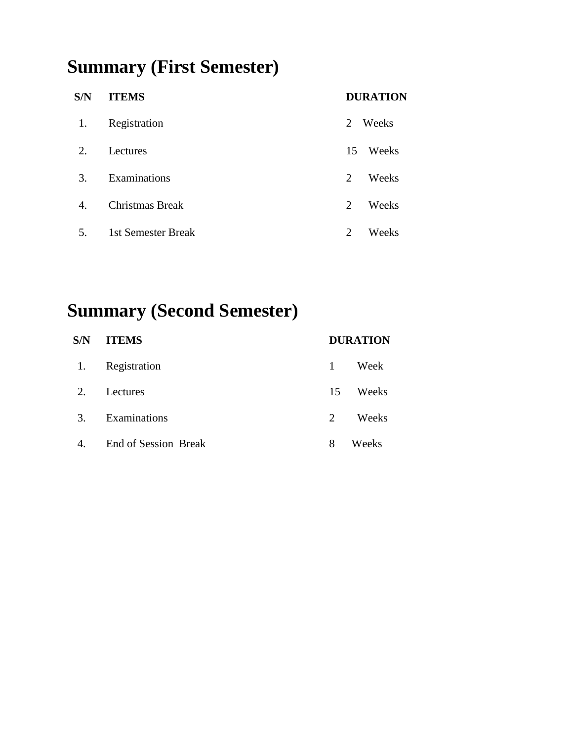# Summary (First Semester)

| S/N | ITEMS | DURATION |
| --- | --- | --- |
| 1. | Registration | 2 Weeks |
| 2. | Lectures | 15 Weeks |
| 3. | Examinations | 2 Weeks |
| 4. | Christmas Break | 2 Weeks |
| 5. | 1st Semester Break | 2 Weeks |

# Summary (Second Semester)

| S/N | ITEMS | DURATION |
| --- | --- | --- |
| 1. | Registration | 1 Week |
| 2. | Lectures | 15 Weeks |
| 3. | Examinations | 2 Weeks |
| 4. | End of Session Break | 8 Weeks |